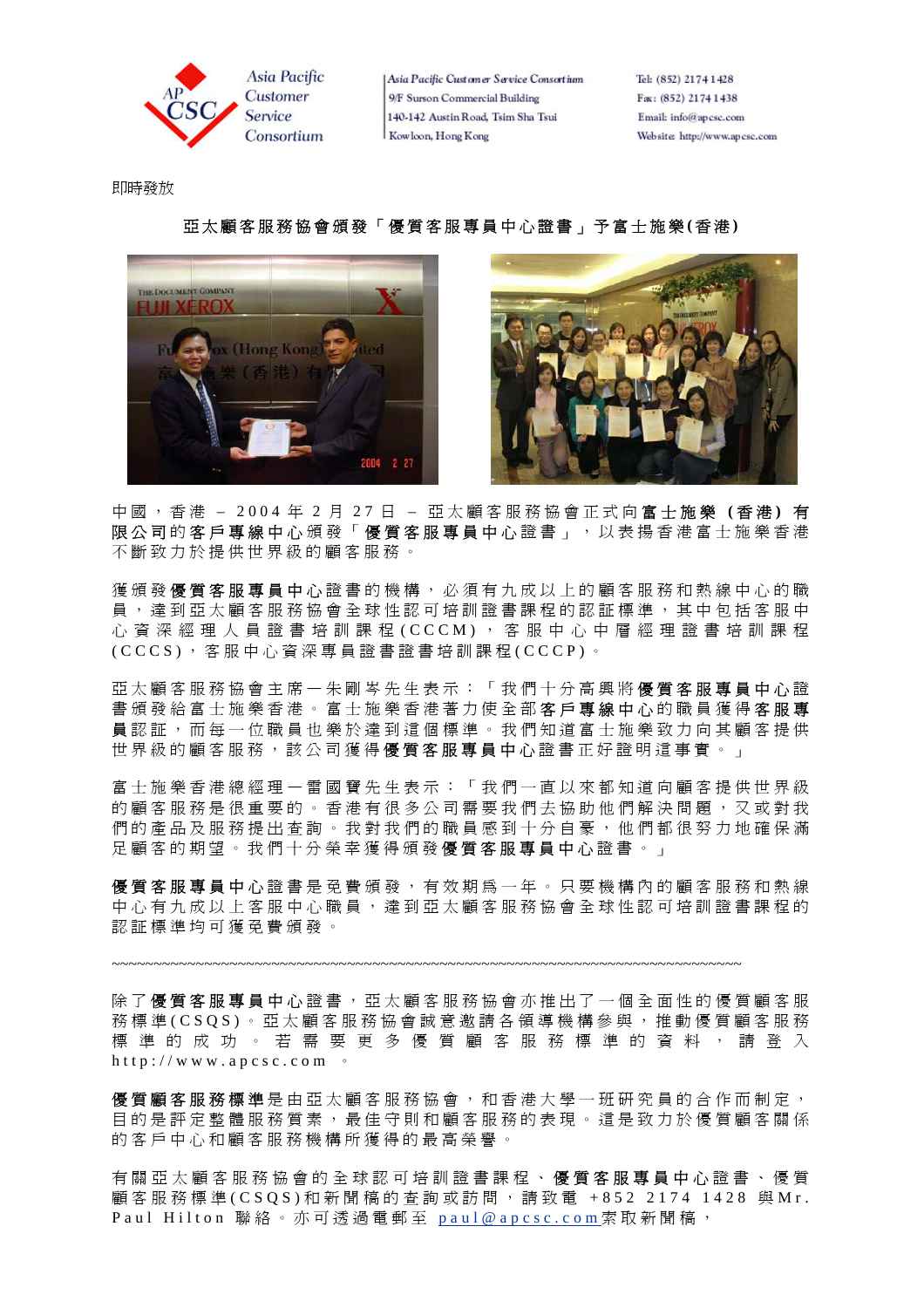Asia Pacific Customer Service Consortium
9/F Surson Commercial Building
140-142 Austin Road, Tsim Sha Tsui
Kowloon, Hong Kong

Tel: (852) 2174 1428
Fax: (852) 2174 1438
Email: info@apcsc.com
Website: http://www.apcsc.com

即時發放

## 亞太顧客服務協會頒發「優質客服專員中心證書」予富士施樂(香港)

中國，香港 – 2004 年 2 月 27 日 – 亞太顧客服務協會正式向**富士施樂（香港）有限公司**的**客戶專線中心**頒發「**優質客服專員中心**證書」，以表揚香港富士施樂香港不斷致力於提供世界級的顧客服務。

獲頒發**優質客服專員中心**證書的機構，必須有九成以上的顧客服務和熱線中心的職員，達到亞太顧客服務協會全球性認可培訓證書課程的認証標準，其中包括客服中心資深經理人員證書培訓課程(CCCM)，客服中心中層經理證書培訓課程(CCCS)，客服中心資深專員證書證書培訓課程(CCCP)。

亞太顧客服務協會主席一朱剛岑先生表示：「我們十分高興將**優質客服專員中心**證書頒發給富士施樂香港。富士施樂香港著力使全部**客戶專線中心**的職員獲得**客服專員**認証，而每一位職員也樂於達到這個標準。我們知道富士施樂致力向其顧客提供世界級的顧客服務，該公司獲得**優質客服專員中心**證書正好證明這事實。」

富士施樂香港總經理一雷國寶先生表示：「我們一直以來都知道向顧客提供世界級的顧客服務是很重要的。香港有很多公司需要我們去協助他們解決問題，又或對我們的產品及服務提出查詢。我對我們的職員感到十分自豪，他們都很努力地確保滿足顧客的期望。我們十分榮幸獲得頒發**優質客服專員中心**證書。」

**優質客服專員中心**證書是免費頒發，有效期為一年。只要機構內的顧客服務和熱線中心有九成以上客服中心職員，達到亞太顧客服務協會全球性認可培訓證書課程的認証標準均可獲免費頒發。

~~~~~~~~~~~~~~~~~~~~~~~~~~~~~~~~~~~~~~~~~~~~~~~~~~~~~~~~~~~~~~~~~~~~~~~~~~~~~~~~

除了**優質客服專員中心**證書，亞太顧客服務協會亦推出了一個全面性的優質顧客服務標準(CSQS)。亞太顧客服務協會誠意邀請各領導機構參與，推動優質顧客服務標準的成功。若需要更多優質顧客服務標準的資料，請登入 http://www.apcsc.com 。

**優質顧客服務標準**是由亞太顧客服務協會，和香港大學一班研究員的合作而制定，目的是評定整體服務質素，最佳守則和顧客服務的表現。這是致力於優質顧客關係的客戶中心和顧客服務機構所獲得的最高榮譽。

有關亞太顧客服務協會的全球認可培訓證書課程、**優質客服專員中心**證書、優質顧客服務標準(CSQS)和新聞稿的查詢或訪問，請致電 +852 2174 1428 與Mr. Paul Hilton 聯絡。亦可透過電郵至 paul@apcsc.com索取新聞稿，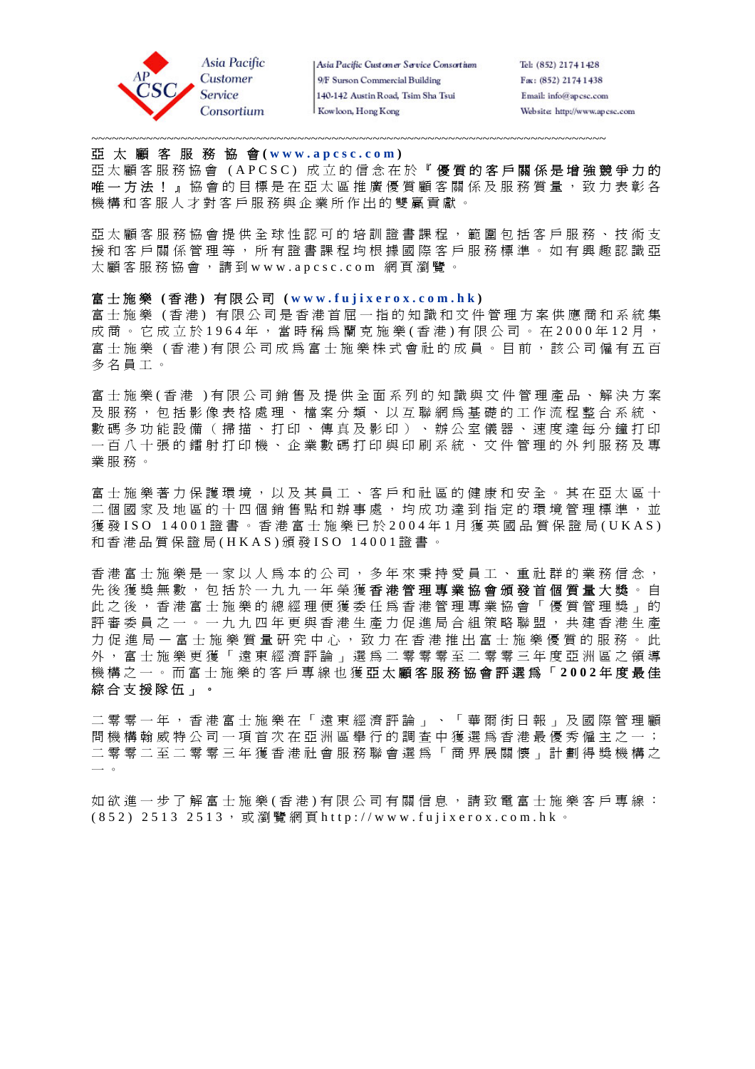Asia Pacific Customer Service Consortium
9/F Surson Commercial Building
140-142 Austin Road, Tsim Sha Tsui
Kowloon, Hong Kong

Tel: (852) 2174 1428
Fax: (852) 2174 1438
Email: info@apcsc.com
Website: http://www.apcsc.com

~~~~~~~~~~~~~~~~~~~~~~~~~~~~~~~~~~~~~~~~~~~~~~~~~~~~~~~~~~~~~~~~~~~~~~~~~~~~~~~~~

**亞太顧客服務協會(www.apcsc.com)**

亞太顧客服務協會 (APCSC) 成立的信念在於『**優質的客戶關係是增強競爭力的唯一方法！**』協會的目標是在亞太區推廣優質顧客關係及服務質量，致力表彰各機構和客服人才對客戶服務與企業所作出的雙贏貢獻。

亞太顧客服務協會提供全球性認可的培訓證書課程，範圍包括客戶服務、技術支援和客戶關係管理等，所有證書課程均根據國際客戶服務標準。如有興趣認識亞太顧客服務協會，請到www.apcsc.com 網頁瀏覽。

**富士施樂 (香港) 有限公司 (www.fujixerox.com.hk)**

富士施樂 (香港) 有限公司是香港首屈一指的知識和文件管理方案供應商和系統集成商。它成立於1964年，當時稱爲蘭克施樂(香港)有限公司。在2000年12月，富士施樂 (香港)有限公司成爲富士施樂株式會社的成員。目前，該公司僱有五百多名員工。

富士施樂(香港 )有限公司銷售及提供全面系列的知識與文件管理產品、解決方案及服務，包括影像表格處理、檔案分類、以互聯網爲基礎的工作流程整合系統、數碼多功能設備（掃描、打印、傳真及影印）、辦公室儀器、速度達每分鐘打印一百八十張的鐳射打印機、企業數碼打印與印刷系統、文件管理的外判服務及專業服務。

富士施樂著力保護環境，以及其員工、客戶和社區的健康和安全。其在亞太區十二個國家及地區的十四個銷售點和辦事處，均成功達到指定的環境管理標準，並獲發ISO 14001證書。香港富士施樂已於2004年1月獲英國品質保證局(UKAS)和香港品質保證局(HKAS)頒發ISO 14001證書。

香港富士施樂是一家以人爲本的公司，多年來秉持愛員工、重社群的業務信念，先後獲獎無數，包括於一九九一年榮獲**香港管理專業協會頒發首個質量大獎**。自此之後，香港富士施樂的總經理便獲委任爲香港管理專業協會「優質管理獎」的評審委員之一。一九九四年更與香港生產力促進局合組策略聯盟，共建香港生產力促進局－富士施樂質量研究中心，致力在香港推出富士施樂優質的服務。此外，富士施樂更獲「遠東經濟評論」選爲二零零零至二零零三年度亞洲區之領導機構之一。而富士施樂的客戶專線也獲**亞太顧客服務協會評選爲「2002年度最佳綜合支援隊伍」。**

二零零一年，香港富士施樂在「遠東經濟評論」、「華爾街日報」及國際管理顧問機構翰威特公司一項首次在亞洲區舉行的調查中獲選爲香港最優秀僱主之一；二零零二至二零零三年獲香港社會服務聯會選爲「商界展關懷」計劃得獎機構之一。

如欲進一步了解富士施樂(香港)有限公司有關信息，請致電富士施樂客戶專線：(852) 2513 2513，或瀏覽網頁http://www.fujixerox.com.hk。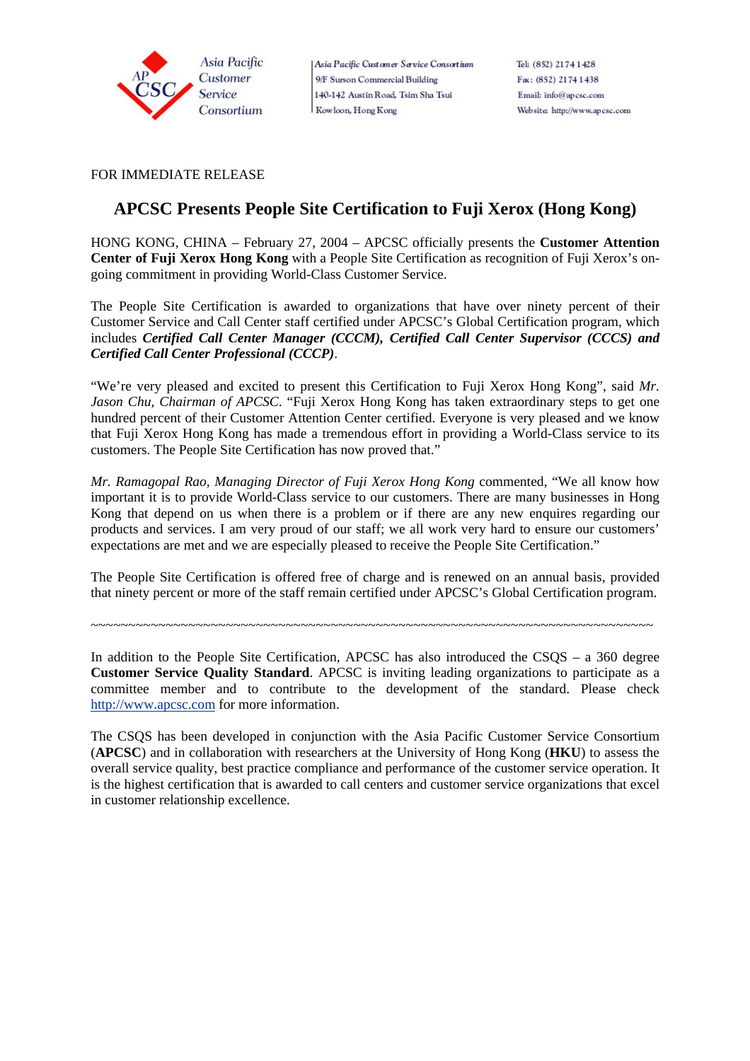Asia Pacific Customer Service Consortium

Asia Pacific Customer Service Consortium
9/F Surson Commercial Building
140-142 Austin Road, Tsim Sha Tsui
Kowloon, Hong Kong

Tel: (852) 2174 1428
Fax: (852) 2174 1438
Email: info@apcsc.com
Website: http://www.apcsc.com

FOR IMMEDIATE RELEASE

# APCSC Presents People Site Certification to Fuji Xerox (Hong Kong)

HONG KONG, CHINA – February 27, 2004 – APCSC officially presents the **Customer Attention Center of Fuji Xerox Hong Kong** with a People Site Certification as recognition of Fuji Xerox's on-going commitment in providing World-Class Customer Service.

The People Site Certification is awarded to organizations that have over ninety percent of their Customer Service and Call Center staff certified under APCSC's Global Certification program, which includes ***Certified Call Center Manager (CCCM), Certified Call Center Supervisor (CCCS) and Certified Call Center Professional (CCCP)***.

"We're very pleased and excited to present this Certification to Fuji Xerox Hong Kong", said *Mr. Jason Chu, Chairman of APCSC.* "Fuji Xerox Hong Kong has taken extraordinary steps to get one hundred percent of their Customer Attention Center certified. Everyone is very pleased and we know that Fuji Xerox Hong Kong has made a tremendous effort in providing a World-Class service to its customers. The People Site Certification has now proved that."

*Mr. Ramagopal Rao, Managing Director of Fuji Xerox Hong Kong* commented, "We all know how important it is to provide World-Class service to our customers. There are many businesses in Hong Kong that depend on us when there is a problem or if there are any new enquires regarding our products and services. I am very proud of our staff; we all work very hard to ensure our customers' expectations are met and we are especially pleased to receive the People Site Certification."

The People Site Certification is offered free of charge and is renewed on an annual basis, provided that ninety percent or more of the staff remain certified under APCSC's Global Certification program.

~~~~~~~~~~~~~~~~~~~~~~~~~~~~~~~~~~~~~~~~~~~~~~~~~~~~~~~~~~~~~~~~~~~~~~~~~~~

In addition to the People Site Certification, APCSC has also introduced the CSQS – a 360 degree **Customer Service Quality Standard**. APCSC is inviting leading organizations to participate as a committee member and to contribute to the development of the standard. Please check http://www.apcsc.com for more information.

The CSQS has been developed in conjunction with the Asia Pacific Customer Service Consortium (**APCSC**) and in collaboration with researchers at the University of Hong Kong (**HKU**) to assess the overall service quality, best practice compliance and performance of the customer service operation. It is the highest certification that is awarded to call centers and customer service organizations that excel in customer relationship excellence.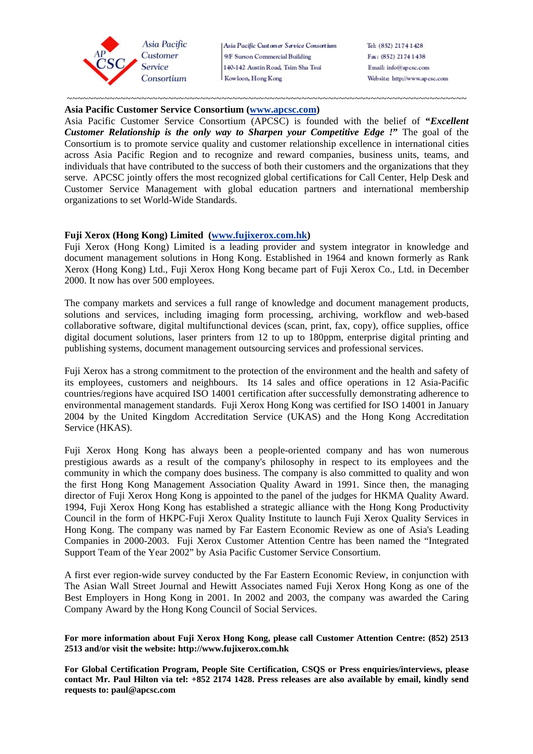Asia Pacific Customer Service Consortium

Asia Pacific Customer Service Consortium | 9/F Surson Commercial Building | 140-142 Austin Road, Tsim Sha Tsui | Kowloon, Hong Kong

Tel: (852) 2174 1428
Fax: (852) 2174 1438
Email: info@apcsc.com
Website: http://www.apcsc.com

**Asia Pacific Customer Service Consortium (www.apcsc.com)**

Asia Pacific Customer Service Consortium (APCSC) is founded with the belief of ***"Excellent Customer Relationship is the only way to Sharpen your Competitive Edge !"*** The goal of the Consortium is to promote service quality and customer relationship excellence in international cities across Asia Pacific Region and to recognize and reward companies, business units, teams, and individuals that have contributed to the success of both their customers and the organizations that they serve. APCSC jointly offers the most recognized global certifications for Call Center, Help Desk and Customer Service Management with global education partners and international membership organizations to set World-Wide Standards.

**Fuji Xerox (Hong Kong) Limited (www.fujixerox.com.hk)**

Fuji Xerox (Hong Kong) Limited is a leading provider and system integrator in knowledge and document management solutions in Hong Kong. Established in 1964 and known formerly as Rank Xerox (Hong Kong) Ltd., Fuji Xerox Hong Kong became part of Fuji Xerox Co., Ltd. in December 2000. It now has over 500 employees.

The company markets and services a full range of knowledge and document management products, solutions and services, including imaging form processing, archiving, workflow and web-based collaborative software, digital multifunctional devices (scan, print, fax, copy), office supplies, office digital document solutions, laser printers from 12 to up to 180ppm, enterprise digital printing and publishing systems, document management outsourcing services and professional services.

Fuji Xerox has a strong commitment to the protection of the environment and the health and safety of its employees, customers and neighbours. Its 14 sales and office operations in 12 Asia-Pacific countries/regions have acquired ISO 14001 certification after successfully demonstrating adherence to environmental management standards. Fuji Xerox Hong Kong was certified for ISO 14001 in January 2004 by the United Kingdom Accreditation Service (UKAS) and the Hong Kong Accreditation Service (HKAS).

Fuji Xerox Hong Kong has always been a people-oriented company and has won numerous prestigious awards as a result of the company's philosophy in respect to its employees and the community in which the company does business. The company is also committed to quality and won the first Hong Kong Management Association Quality Award in 1991. Since then, the managing director of Fuji Xerox Hong Kong is appointed to the panel of the judges for HKMA Quality Award. 1994, Fuji Xerox Hong Kong has established a strategic alliance with the Hong Kong Productivity Council in the form of HKPC-Fuji Xerox Quality Institute to launch Fuji Xerox Quality Services in Hong Kong. The company was named by Far Eastern Economic Review as one of Asia's Leading Companies in 2000-2003. Fuji Xerox Customer Attention Centre has been named the "Integrated Support Team of the Year 2002" by Asia Pacific Customer Service Consortium.

A first ever region-wide survey conducted by the Far Eastern Economic Review, in conjunction with The Asian Wall Street Journal and Hewitt Associates named Fuji Xerox Hong Kong as one of the Best Employers in Hong Kong in 2001. In 2002 and 2003, the company was awarded the Caring Company Award by the Hong Kong Council of Social Services.

**For more information about Fuji Xerox Hong Kong, please call Customer Attention Centre: (852) 2513 2513 and/or visit the website: http://www.fujixerox.com.hk**

**For Global Certification Program, People Site Certification, CSQS or Press enquiries/interviews, please contact Mr. Paul Hilton via tel: +852 2174 1428. Press releases are also available by email, kindly send requests to: paul@apcsc.com**